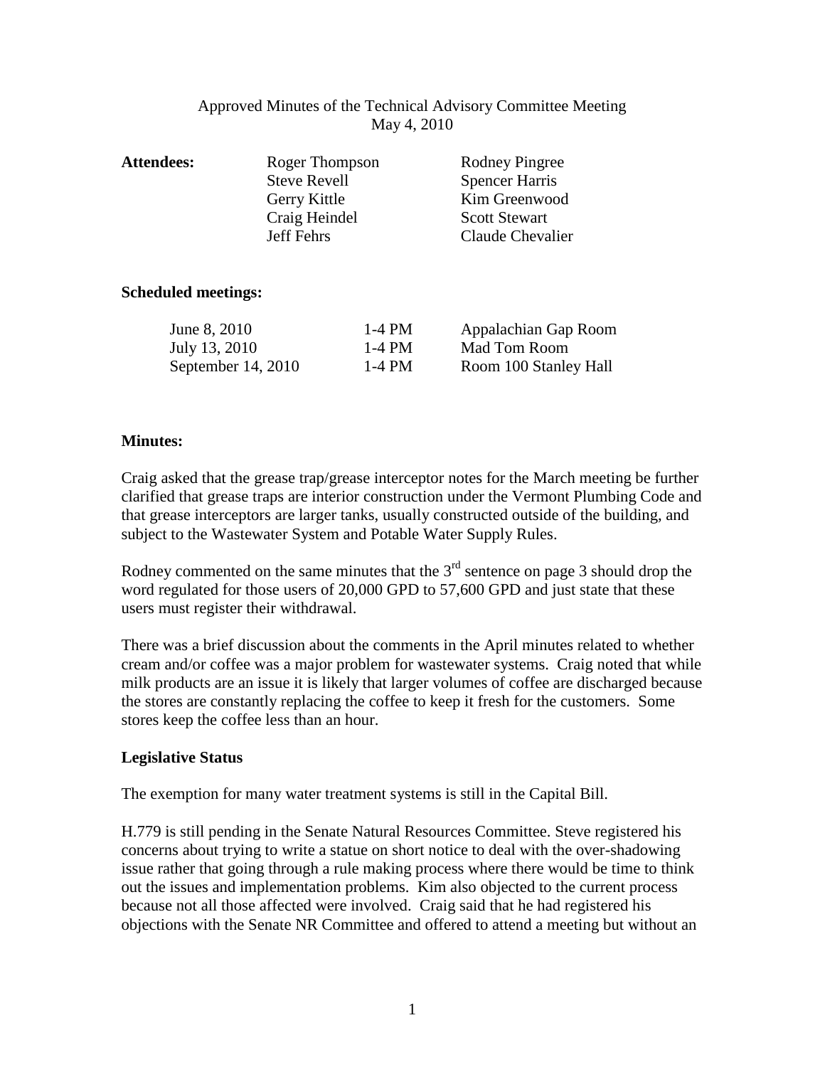# Approved Minutes of the Technical Advisory Committee Meeting

May 4, 2010

**Attendees:**

| | |
|---|---|
| Roger Thompson | Rodney Pingree |
| Steve Revell | Spencer Harris |
| Gerry Kittle | Kim Greenwood |
| Craig Heindel | Scott Stewart |
| Jeff Fehrs | Claude Chevalier |

**Scheduled meetings:**

| | | |
|---|---|---|
| June 8, 2010 | 1-4 PM | Appalachian Gap Room |
| July 13, 2010 | 1-4 PM | Mad Tom Room |
| September 14, 2010 | 1-4 PM | Room 100 Stanley Hall |

**Minutes:**

Craig asked that the grease trap/grease interceptor notes for the March meeting be further clarified that grease traps are interior construction under the Vermont Plumbing Code and that grease interceptors are larger tanks, usually constructed outside of the building, and subject to the Wastewater System and Potable Water Supply Rules.

Rodney commented on the same minutes that the 3rd sentence on page 3 should drop the word regulated for those users of 20,000 GPD to 57,600 GPD and just state that these users must register their withdrawal.

There was a brief discussion about the comments in the April minutes related to whether cream and/or coffee was a major problem for wastewater systems. Craig noted that while milk products are an issue it is likely that larger volumes of coffee are discharged because the stores are constantly replacing the coffee to keep it fresh for the customers. Some stores keep the coffee less than an hour.

**Legislative Status**

The exemption for many water treatment systems is still in the Capital Bill.

H.779 is still pending in the Senate Natural Resources Committee. Steve registered his concerns about trying to write a statue on short notice to deal with the over-shadowing issue rather that going through a rule making process where there would be time to think out the issues and implementation problems. Kim also objected to the current process because not all those affected were involved. Craig said that he had registered his objections with the Senate NR Committee and offered to attend a meeting but without an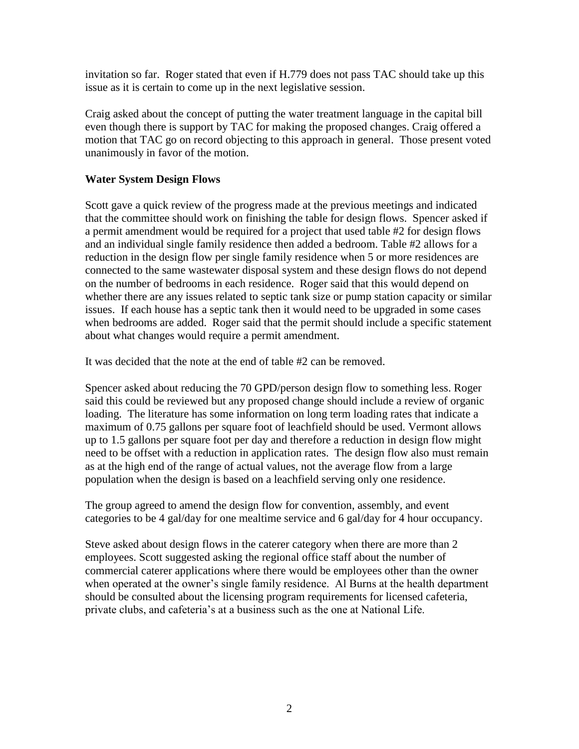invitation so far. Roger stated that even if H.779 does not pass TAC should take up this issue as it is certain to come up in the next legislative session.

Craig asked about the concept of putting the water treatment language in the capital bill even though there is support by TAC for making the proposed changes. Craig offered a motion that TAC go on record objecting to this approach in general. Those present voted unanimously in favor of the motion.

**Water System Design Flows**

Scott gave a quick review of the progress made at the previous meetings and indicated that the committee should work on finishing the table for design flows. Spencer asked if a permit amendment would be required for a project that used table #2 for design flows and an individual single family residence then added a bedroom. Table #2 allows for a reduction in the design flow per single family residence when 5 or more residences are connected to the same wastewater disposal system and these design flows do not depend on the number of bedrooms in each residence. Roger said that this would depend on whether there are any issues related to septic tank size or pump station capacity or similar issues. If each house has a septic tank then it would need to be upgraded in some cases when bedrooms are added. Roger said that the permit should include a specific statement about what changes would require a permit amendment.

It was decided that the note at the end of table #2 can be removed.

Spencer asked about reducing the 70 GPD/person design flow to something less. Roger said this could be reviewed but any proposed change should include a review of organic loading. The literature has some information on long term loading rates that indicate a maximum of 0.75 gallons per square foot of leachfield should be used. Vermont allows up to 1.5 gallons per square foot per day and therefore a reduction in design flow might need to be offset with a reduction in application rates. The design flow also must remain as at the high end of the range of actual values, not the average flow from a large population when the design is based on a leachfield serving only one residence.

The group agreed to amend the design flow for convention, assembly, and event categories to be 4 gal/day for one mealtime service and 6 gal/day for 4 hour occupancy.

Steve asked about design flows in the caterer category when there are more than 2 employees. Scott suggested asking the regional office staff about the number of commercial caterer applications where there would be employees other than the owner when operated at the owner's single family residence. Al Burns at the health department should be consulted about the licensing program requirements for licensed cafeteria, private clubs, and cafeteria's at a business such as the one at National Life.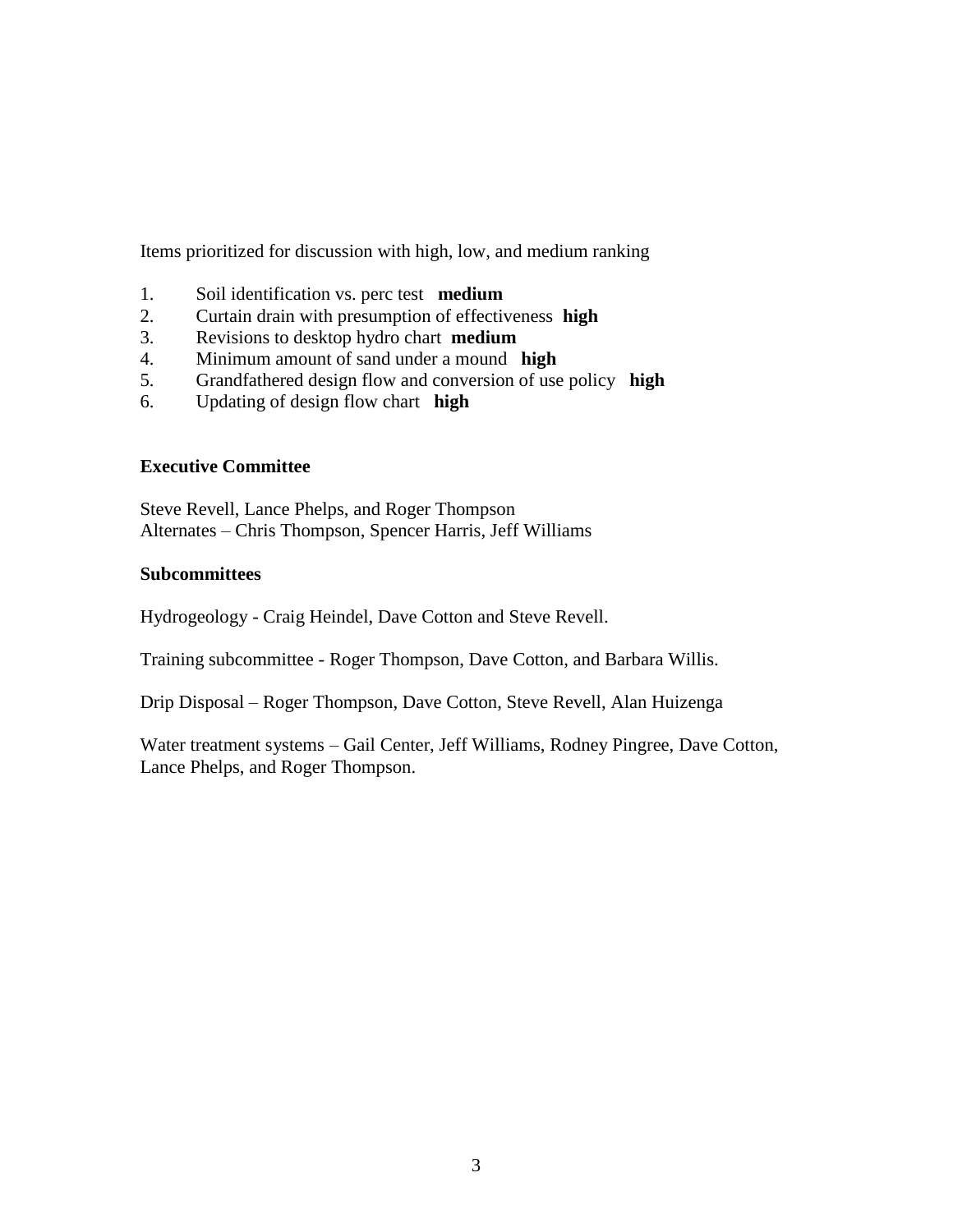Items prioritized for discussion with high, low, and medium ranking

1. Soil identification vs. perc test **medium**
2. Curtain drain with presumption of effectiveness **high**
3. Revisions to desktop hydro chart **medium**
4. Minimum amount of sand under a mound **high**
5. Grandfathered design flow and conversion of use policy **high**
6. Updating of design flow chart **high**

**Executive Committee**

Steve Revell, Lance Phelps, and Roger Thompson
Alternates – Chris Thompson, Spencer Harris, Jeff Williams

**Subcommittees**

Hydrogeology - Craig Heindel, Dave Cotton and Steve Revell.

Training subcommittee - Roger Thompson, Dave Cotton, and Barbara Willis.

Drip Disposal – Roger Thompson, Dave Cotton, Steve Revell, Alan Huizenga

Water treatment systems – Gail Center, Jeff Williams, Rodney Pingree, Dave Cotton, Lance Phelps, and Roger Thompson.